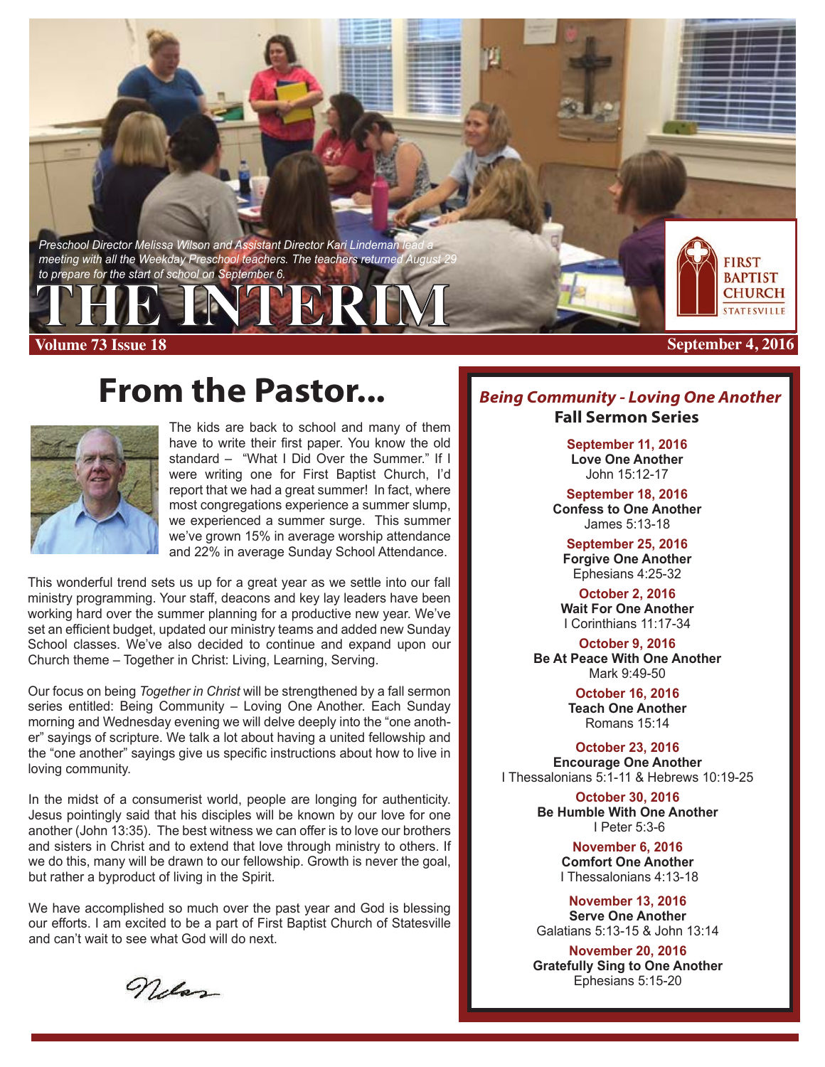Preschool Director Melissa Wilson and Assistant Director Kari Lindeman lead a meeting with all the Weekday Preschool teachers. The teachers returned August 29 to prepare for the start of school on September 6.

# THE INTERIM

FIRST BAPTIST CHURCH STATESVILLE

**Volume 73 Issue 18** — **September 4, 2016**

## From the Pastor...

The kids are back to school and many of them have to write their first paper. You know the old standard – "What I Did Over the Summer." If I were writing one for First Baptist Church, I'd report that we had a great summer! In fact, where most congregations experience a summer slump, we experienced a summer surge. This summer we've grown 15% in average worship attendance and 22% in average Sunday School Attendance.

This wonderful trend sets us up for a great year as we settle into our fall ministry programming. Your staff, deacons and key lay leaders have been working hard over the summer planning for a productive new year. We've set an efficient budget, updated our ministry teams and added new Sunday School classes. We've also decided to continue and expand upon our Church theme – Together in Christ: Living, Learning, Serving.

Our focus on being *Together in Christ* will be strengthened by a fall sermon series entitled: Being Community – Loving One Another. Each Sunday morning and Wednesday evening we will delve deeply into the "one another" sayings of scripture. We talk a lot about having a united fellowship and the "one another" sayings give us specific instructions about how to live in loving community.

In the midst of a consumerist world, people are longing for authenticity. Jesus pointingly said that his disciples will be known by our love for one another (John 13:35). The best witness we can offer is to love our brothers and sisters in Christ and to extend that love through ministry to others. If we do this, many will be drawn to our fellowship. Growth is never the goal, but rather a byproduct of living in the Spirit.

We have accomplished so much over the past year and God is blessing our efforts. I am excited to be a part of First Baptist Church of Statesville and can't wait to see what God will do next.

Nelson

### *Being Community - Loving One Another*
**Fall Sermon Series**

**September 11, 2016**
**Love One Another**
John 15:12-17

**September 18, 2016**
**Confess to One Another**
James 5:13-18

**September 25, 2016**
**Forgive One Another**
Ephesians 4:25-32

**October 2, 2016**
**Wait For One Another**
I Corinthians 11:17-34

**October 9, 2016**
**Be At Peace With One Another**
Mark 9:49-50

**October 16, 2016**
**Teach One Another**
Romans 15:14

**October 23, 2016**
**Encourage One Another**
I Thessalonians 5:1-11 & Hebrews 10:19-25

**October 30, 2016**
**Be Humble With One Another**
I Peter 5:3-6

**November 6, 2016**
**Comfort One Another**
I Thessalonians 4:13-18

**November 13, 2016**
**Serve One Another**
Galatians 5:13-15 & John 13:14

**November 20, 2016**
**Gratefully Sing to One Another**
Ephesians 5:15-20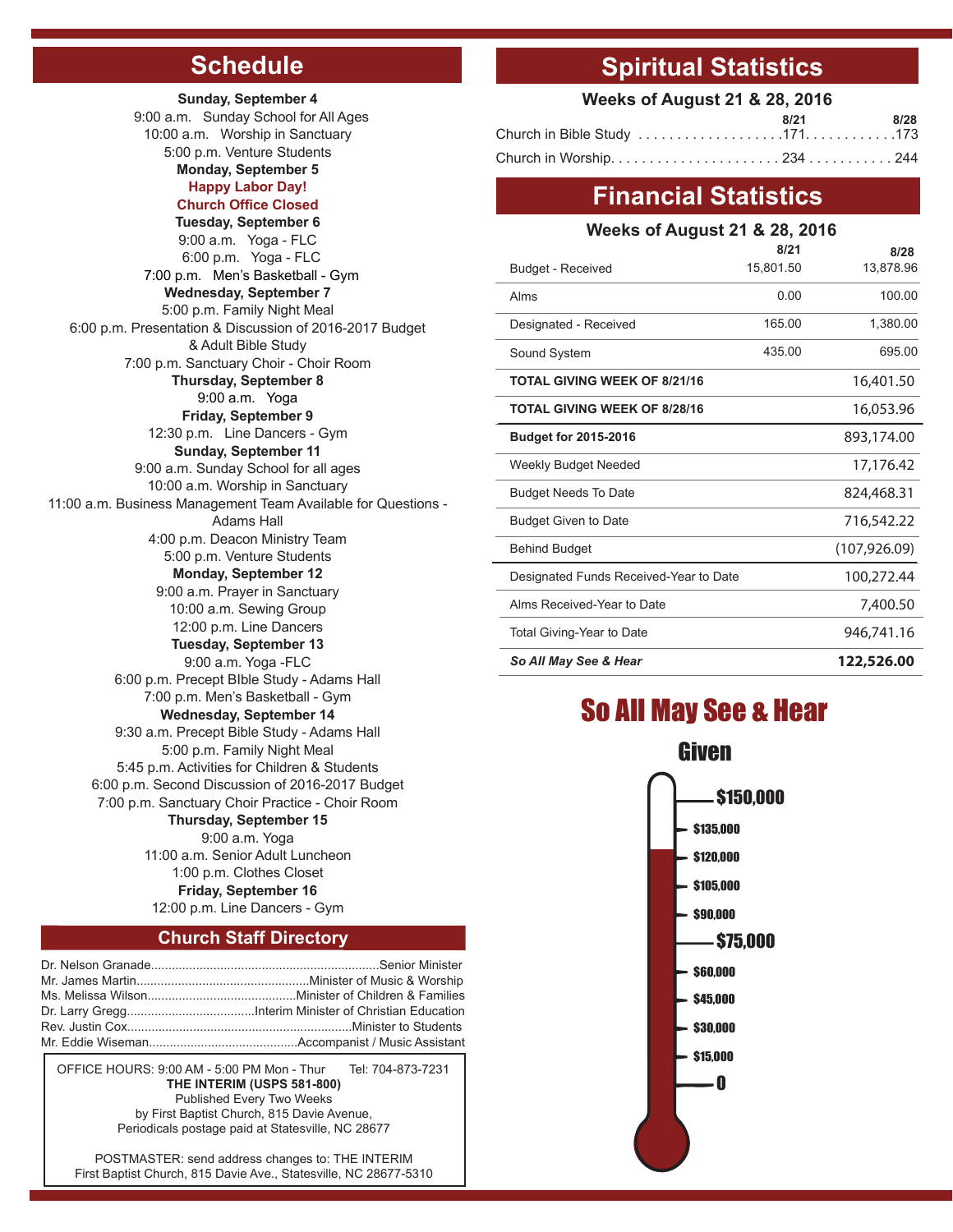## Schedule

**Sunday, September 4**
9:00 a.m. Sunday School for All Ages
10:00 a.m. Worship in Sanctuary
5:00 p.m. Venture Students

**Monday, September 5**
**Happy Labor Day!**
**Church Office Closed**

**Tuesday, September 6**
9:00 a.m. Yoga - FLC
6:00 p.m. Yoga - FLC
7:00 p.m. Men's Basketball - Gym

**Wednesday, September 7**
5:00 p.m. Family Night Meal
6:00 p.m. Presentation & Discussion of 2016-2017 Budget & Adult Bible Study
7:00 p.m. Sanctuary Choir - Choir Room

**Thursday, September 8**
9:00 a.m. Yoga

**Friday, September 9**
12:30 p.m. Line Dancers - Gym

**Sunday, September 11**
9:00 a.m. Sunday School for all ages
10:00 a.m. Worship in Sanctuary
11:00 a.m. Business Management Team Available for Questions - Adams Hall
4:00 p.m. Deacon Ministry Team
5:00 p.m. Venture Students

**Monday, September 12**
9:00 a.m. Prayer in Sanctuary
10:00 a.m. Sewing Group
12:00 p.m. Line Dancers

**Tuesday, September 13**
9:00 a.m. Yoga -FLC
6:00 p.m. Precept BIble Study - Adams Hall
7:00 p.m. Men's Basketball - Gym

**Wednesday, September 14**
9:30 a.m. Precept Bible Study - Adams Hall
5:00 p.m. Family Night Meal
5:45 p.m. Activities for Children & Students
6:00 p.m. Second Discussion of 2016-2017 Budget
7:00 p.m. Sanctuary Choir Practice - Choir Room

**Thursday, September 15**
9:00 a.m. Yoga
11:00 a.m. Senior Adult Luncheon
1:00 p.m. Clothes Closet

**Friday, September 16**
12:00 p.m. Line Dancers - Gym

## Church Staff Directory

Dr. Nelson Granade.................Senior Minister
Mr. James Martin.................Minister of Music & Worship
Ms. Melissa Wilson.................Minister of Children & Families
Dr. Larry Gregg.................Interim Minister of Christian Education
Rev. Justin Cox.................Minister to Students
Mr. Eddie Wiseman.................Accompanist / Music Assistant

OFFICE HOURS: 9:00 AM - 5:00 PM Mon - Thur Tel: 704-873-7231
**THE INTERIM (USPS 581-800)**
Published Every Two Weeks
by First Baptist Church, 815 Davie Avenue,
Periodicals postage paid at Statesville, NC 28677

POSTMASTER: send address changes to: THE INTERIM
First Baptist Church, 815 Davie Ave., Statesville, NC 28677-5310

## Spiritual Statistics

**Weeks of August 21 & 28, 2016**

| | 8/21 | 8/28 |
|---|---|---|
| Church in Bible Study | 171 | 173 |
| Church in Worship | 234 | 244 |

## Financial Statistics

**Weeks of August 21 & 28, 2016**

| | 8/21 | 8/28 |
|---|---|---|
| Budget - Received | 15,801.50 | 13,878.96 |
| Alms | 0.00 | 100.00 |
| Designated - Received | 165.00 | 1,380.00 |
| Sound System | 435.00 | 695.00 |
| **TOTAL GIVING WEEK OF 8/21/16** | | 16,401.50 |
| **TOTAL GIVING WEEK OF 8/28/16** | | 16,053.96 |
| **Budget for 2015-2016** | | 893,174.00 |
| Weekly Budget Needed | | 17,176.42 |
| Budget Needs To Date | | 824,468.31 |
| Budget Given to Date | | 716,542.22 |
| Behind Budget | | (107,926.09) |
| Designated Funds Received-Year to Date | | 100,272.44 |
| Alms Received-Year to Date | | 7,400.50 |
| Total Giving-Year to Date | | 946,741.16 |
| ***So All May See & Hear*** | | **122,526.00** |

## So All May See & Hear

**Given**

$150,000
$135,000
$120,000
$105,000
$90,000
$75,000
$60,000
$45,000
$30,000
$15,000
0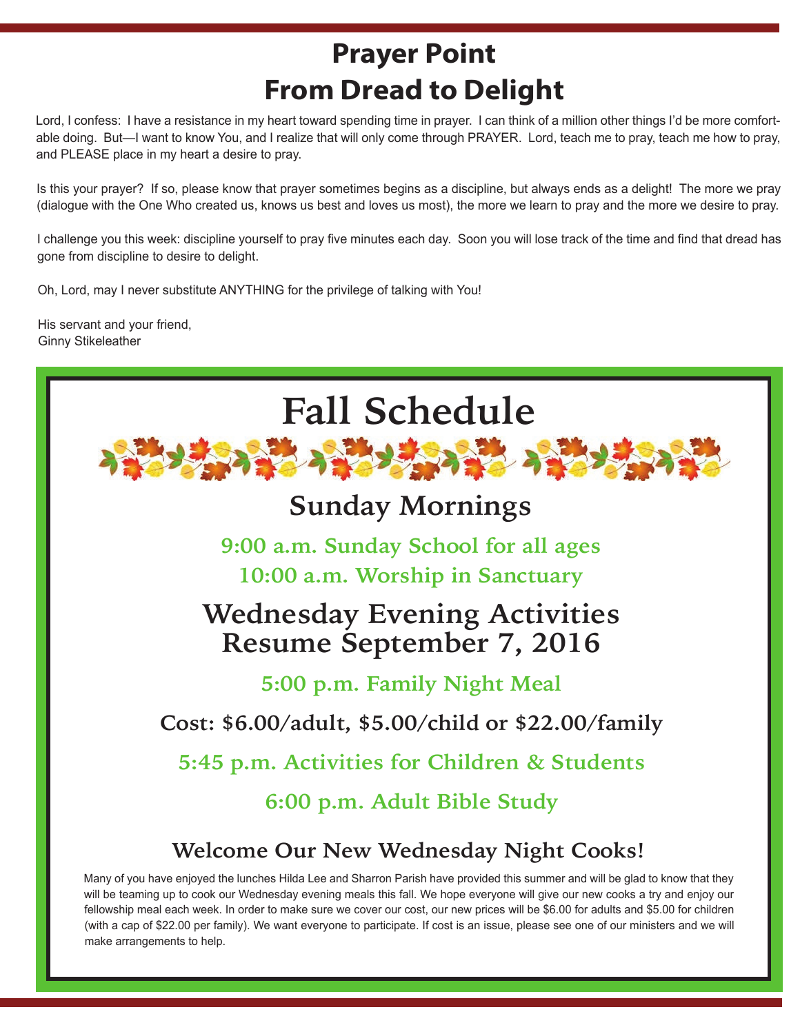# Prayer Point
# From Dread to Delight

Lord, I confess: I have a resistance in my heart toward spending time in prayer. I can think of a million other things I'd be more comfortable doing. But—I want to know You, and I realize that will only come through PRAYER. Lord, teach me to pray, teach me how to pray, and PLEASE place in my heart a desire to pray.

Is this your prayer? If so, please know that prayer sometimes begins as a discipline, but always ends as a delight! The more we pray (dialogue with the One Who created us, knows us best and loves us most), the more we learn to pray and the more we desire to pray.

I challenge you this week: discipline yourself to pray five minutes each day. Soon you will lose track of the time and find that dread has gone from discipline to desire to delight.

Oh, Lord, may I never substitute ANYTHING for the privilege of talking with You!

His servant and your friend,
Ginny Stikeleather

# Fall Schedule

## Sunday Mornings

**9:00 a.m. Sunday School for all ages**

**10:00 a.m. Worship in Sanctuary**

## Wednesday Evening Activities Resume September 7, 2016

**5:00 p.m. Family Night Meal**

**Cost: $6.00/adult, $5.00/child or $22.00/family**

**5:45 p.m. Activities for Children & Students**

**6:00 p.m. Adult Bible Study**

### Welcome Our New Wednesday Night Cooks!

Many of you have enjoyed the lunches Hilda Lee and Sharron Parish have provided this summer and will be glad to know that they will be teaming up to cook our Wednesday evening meals this fall. We hope everyone will give our new cooks a try and enjoy our fellowship meal each week. In order to make sure we cover our cost, our new prices will be $6.00 for adults and $5.00 for children (with a cap of $22.00 per family). We want everyone to participate. If cost is an issue, please see one of our ministers and we will make arrangements to help.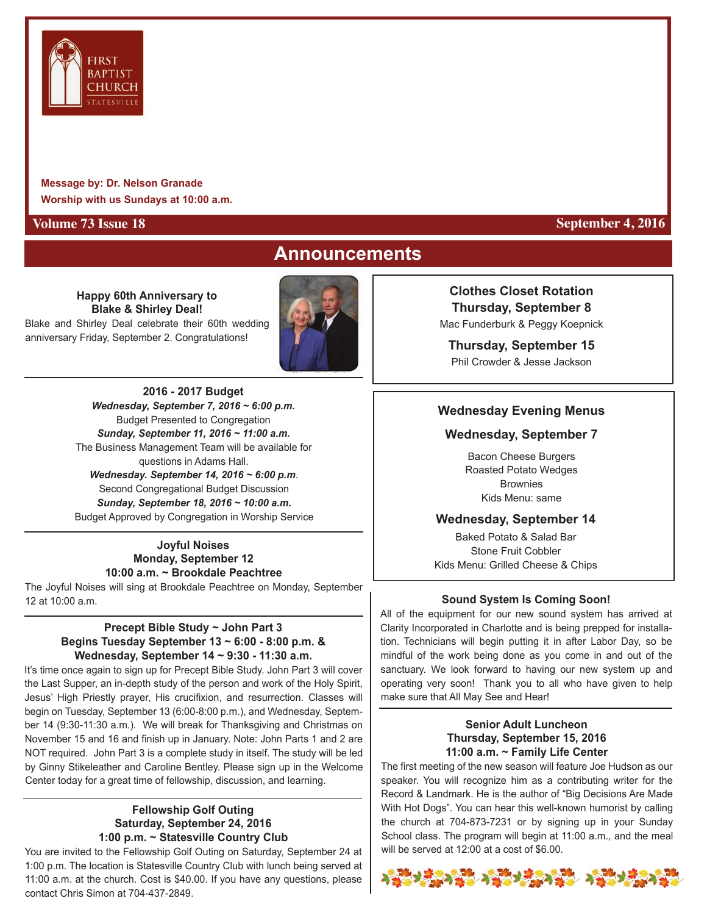FIRST BAPTIST CHURCH STATESVILLE

**Message by: Dr. Nelson Granade**
**Worship with us Sundays at 10:00 a.m.**

**Volume 73 Issue 18** **September 4, 2016**

# Announcements

### Happy 60th Anniversary to Blake & Shirley Deal!

Blake and Shirley Deal celebrate their 60th wedding anniversary Friday, September 2. Congratulations!

### 2016 - 2017 Budget

***Wednesday, September 7, 2016 ~ 6:00 p.m.***
Budget Presented to Congregation
***Sunday, September 11, 2016 ~ 11:00 a.m.***
The Business Management Team will be available for questions in Adams Hall.
***Wednesday. September 14, 2016 ~ 6:00 p.m***.
Second Congregational Budget Discussion
***Sunday, September 18, 2016 ~ 10:00 a.m.***
Budget Approved by Congregation in Worship Service

### Joyful Noises
**Monday, September 12**
**10:00 a.m. ~ Brookdale Peachtree**

The Joyful Noises will sing at Brookdale Peachtree on Monday, September 12 at 10:00 a.m.

### Precept Bible Study ~ John Part 3
**Begins Tuesday September 13 ~ 6:00 - 8:00 p.m. & Wednesday, September 14 ~ 9:30 - 11:30 a.m.**

It's time once again to sign up for Precept Bible Study. John Part 3 will cover the Last Supper, an in-depth study of the person and work of the Holy Spirit, Jesus' High Priestly prayer, His crucifixion, and resurrection. Classes will begin on Tuesday, September 13 (6:00-8:00 p.m.), and Wednesday, September 14 (9:30-11:30 a.m.). We will break for Thanksgiving and Christmas on November 15 and 16 and finish up in January. Note: John Parts 1 and 2 are NOT required. John Part 3 is a complete study in itself. The study will be led by Ginny Stikeleather and Caroline Bentley. Please sign up in the Welcome Center today for a great time of fellowship, discussion, and learning.

### Fellowship Golf Outing
**Saturday, September 24, 2016**
**1:00 p.m. ~ Statesville Country Club**

You are invited to the Fellowship Golf Outing on Saturday, September 24 at 1:00 p.m. The location is Statesville Country Club with lunch being served at 11:00 a.m. at the church. Cost is $40.00. If you have any questions, please contact Chris Simon at 704-437-2849.

### Clothes Closet Rotation

**Thursday, September 8**
Mac Funderburk & Peggy Koepnick

**Thursday, September 15**
Phil Crowder & Jesse Jackson

### Wednesday Evening Menus

**Wednesday, September 7**

Bacon Cheese Burgers
Roasted Potato Wedges
Brownies
Kids Menu: same

**Wednesday, September 14**

Baked Potato & Salad Bar
Stone Fruit Cobbler
Kids Menu: Grilled Cheese & Chips

### Sound System Is Coming Soon!

All of the equipment for our new sound system has arrived at Clarity Incorporated in Charlotte and is being prepped for installation. Technicians will begin putting it in after Labor Day, so be mindful of the work being done as you come in and out of the sanctuary. We look forward to having our new system up and operating very soon! Thank you to all who have given to help make sure that All May See and Hear!

### Senior Adult Luncheon
**Thursday, September 15, 2016**
**11:00 a.m. ~ Family Life Center**

The first meeting of the new season will feature Joe Hudson as our speaker. You will recognize him as a contributing writer for the Record & Landmark. He is the author of "Big Decisions Are Made With Hot Dogs". You can hear this well-known humorist by calling the church at 704-873-7231 or by signing up in your Sunday School class. The program will begin at 11:00 a.m., and the meal will be served at 12:00 at a cost of $6.00.